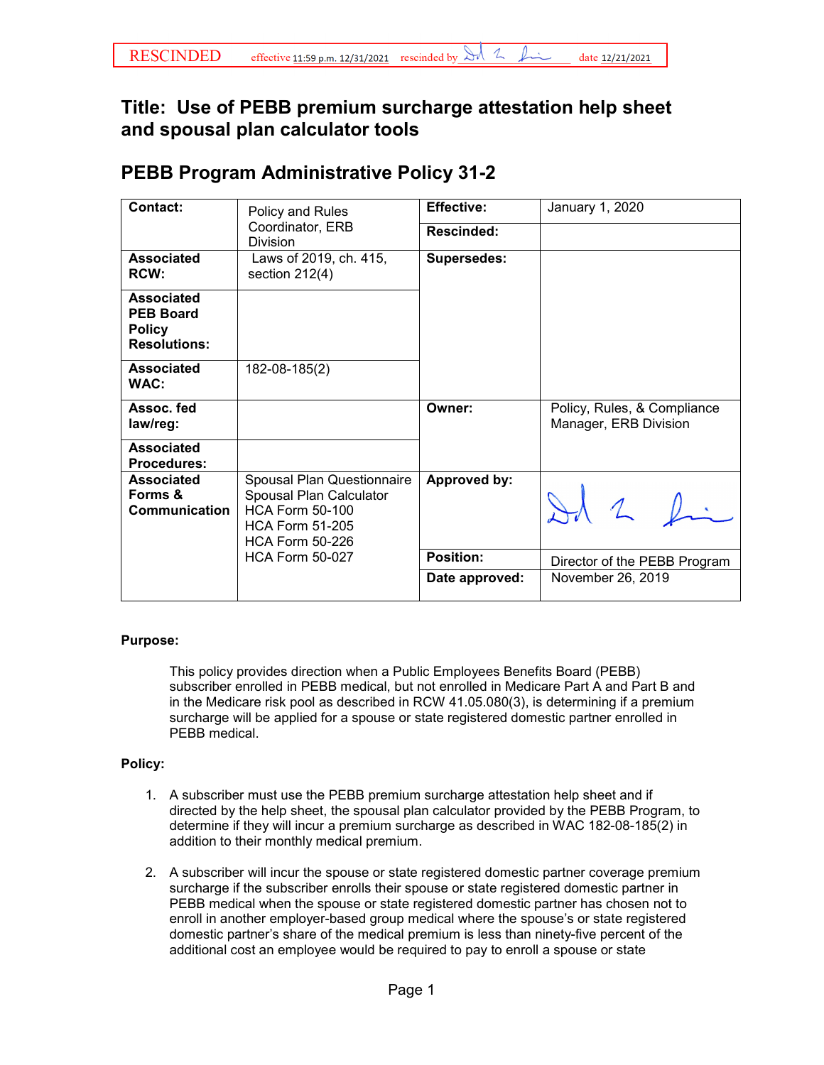RESCINDED effective 11:59 p.m. 12/31/2021 rescinded by [signature] date 12/21/2021

# Title: Use of PEBB premium surcharge attestation help sheet and spousal plan calculator tools

## PEBB Program Administrative Policy 31-2

| | | | |
|---|---|---|---|
| **Contact:** | Policy and Rules Coordinator, ERB Division | **Effective:** | January 1, 2020 |
| | | **Rescinded:** | |
| **Associated RCW:** | Laws of 2019, ch. 415, section 212(4) | **Supersedes:** | |
| **Associated PEB Board Policy Resolutions:** | | | |
| **Associated WAC:** | 182-08-185(2) | | |
| **Assoc. fed law/reg:** | | **Owner:** | Policy, Rules, & Compliance Manager, ERB Division |
| **Associated Procedures:** | | | |
| **Associated Forms & Communication** | Spousal Plan Questionnaire<br>Spousal Plan Calculator<br>HCA Form 50-100<br>HCA Form 51-205<br>HCA Form 50-226<br>HCA Form 50-027 | **Approved by:** | [signature] |
| | | **Position:** | Director of the PEBB Program |
| | | **Date approved:** | November 26, 2019 |

**Purpose:**

This policy provides direction when a Public Employees Benefits Board (PEBB) subscriber enrolled in PEBB medical, but not enrolled in Medicare Part A and Part B and in the Medicare risk pool as described in RCW 41.05.080(3), is determining if a premium surcharge will be applied for a spouse or state registered domestic partner enrolled in PEBB medical.

**Policy:**

1. A subscriber must use the PEBB premium surcharge attestation help sheet and if directed by the help sheet, the spousal plan calculator provided by the PEBB Program, to determine if they will incur a premium surcharge as described in WAC 182-08-185(2) in addition to their monthly medical premium.

2. A subscriber will incur the spouse or state registered domestic partner coverage premium surcharge if the subscriber enrolls their spouse or state registered domestic partner in PEBB medical when the spouse or state registered domestic partner has chosen not to enroll in another employer-based group medical where the spouse's or state registered domestic partner's share of the medical premium is less than ninety-five percent of the additional cost an employee would be required to pay to enroll a spouse or state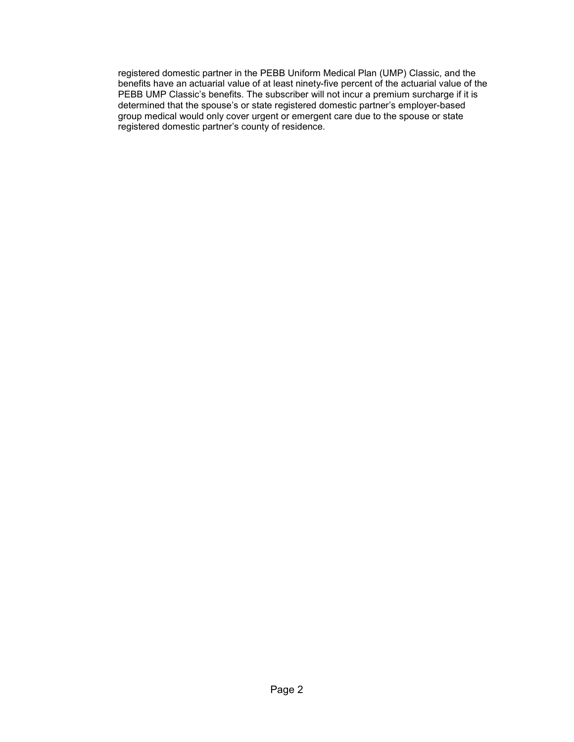registered domestic partner in the PEBB Uniform Medical Plan (UMP) Classic, and the benefits have an actuarial value of at least ninety-five percent of the actuarial value of the PEBB UMP Classic's benefits. The subscriber will not incur a premium surcharge if it is determined that the spouse's or state registered domestic partner's employer-based group medical would only cover urgent or emergent care due to the spouse or state registered domestic partner's county of residence.